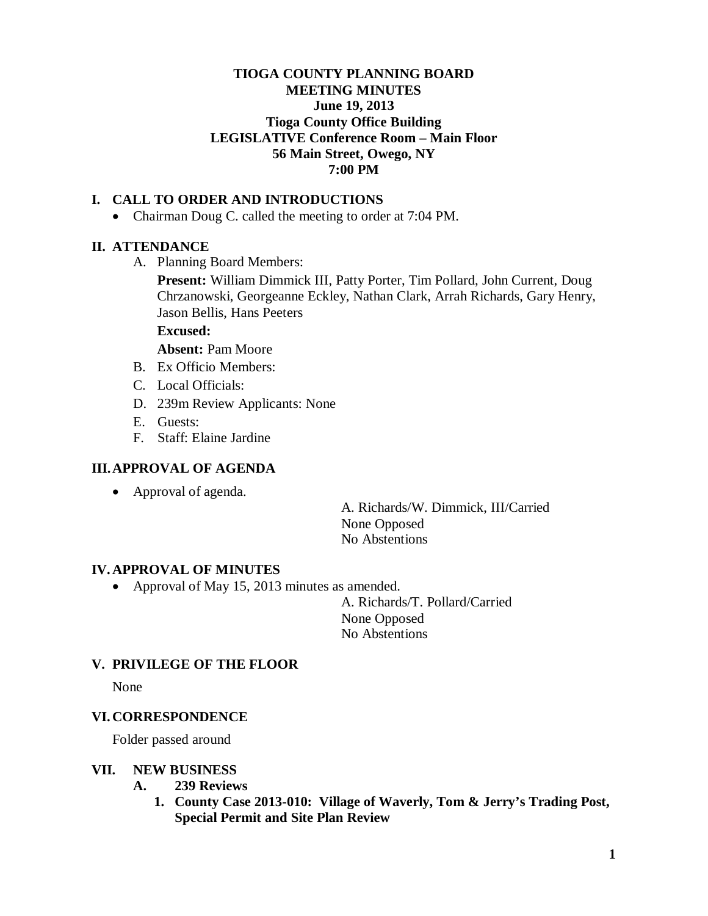**TIOGA COUNTY PLANNING BOARD**
**MEETING MINUTES**
**June 19, 2013**
**Tioga County Office Building**
**LEGISLATIVE Conference Room – Main Floor**
**56 Main Street, Owego, NY**
**7:00 PM**

## I. CALL TO ORDER AND INTRODUCTIONS

- Chairman Doug C. called the meeting to order at 7:04 PM.

## II. ATTENDANCE

A. Planning Board Members:

**Present:** William Dimmick III, Patty Porter, Tim Pollard, John Current, Doug Chrzanowski, Georgeanne Eckley, Nathan Clark, Arrah Richards, Gary Henry, Jason Bellis, Hans Peeters

**Excused:**

**Absent:** Pam Moore

B. Ex Officio Members:

C. Local Officials:

D. 239m Review Applicants: None

E. Guests:

F. Staff: Elaine Jardine

## III. APPROVAL OF AGENDA

- Approval of agenda.

A. Richards/W. Dimmick, III/Carried
None Opposed
No Abstentions

## IV. APPROVAL OF MINUTES

- Approval of May 15, 2013 minutes as amended.

A. Richards/T. Pollard/Carried
None Opposed
No Abstentions

## V. PRIVILEGE OF THE FLOOR

None

## VI. CORRESPONDENCE

Folder passed around

## VII. NEW BUSINESS

### A. 239 Reviews

**1. County Case 2013-010: Village of Waverly, Tom & Jerry's Trading Post, Special Permit and Site Plan Review**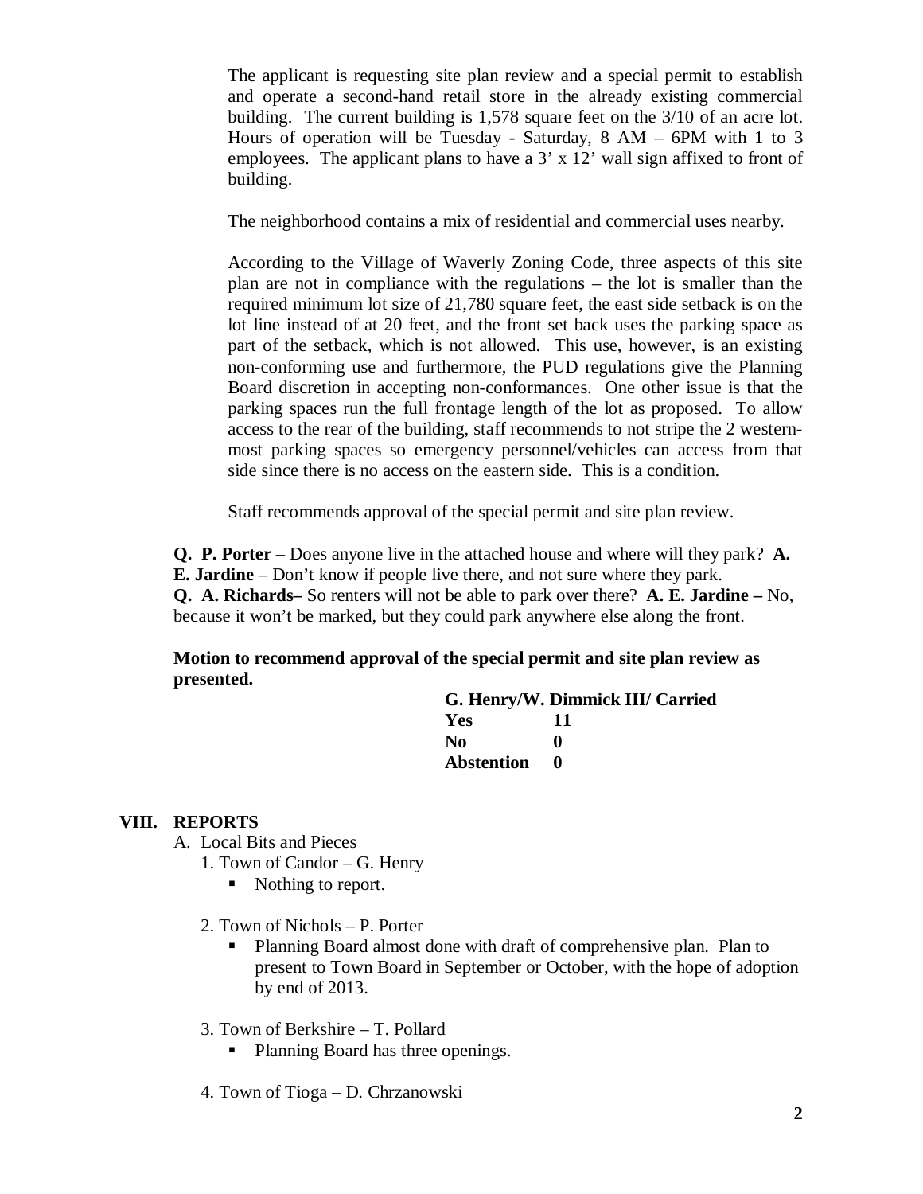The applicant is requesting site plan review and a special permit to establish and operate a second-hand retail store in the already existing commercial building. The current building is 1,578 square feet on the 3/10 of an acre lot. Hours of operation will be Tuesday - Saturday, 8 AM – 6PM with 1 to 3 employees. The applicant plans to have a 3' x 12' wall sign affixed to front of building.

The neighborhood contains a mix of residential and commercial uses nearby.

According to the Village of Waverly Zoning Code, three aspects of this site plan are not in compliance with the regulations – the lot is smaller than the required minimum lot size of 21,780 square feet, the east side setback is on the lot line instead of at 20 feet, and the front set back uses the parking space as part of the setback, which is not allowed. This use, however, is an existing non-conforming use and furthermore, the PUD regulations give the Planning Board discretion in accepting non-conformances. One other issue is that the parking spaces run the full frontage length of the lot as proposed. To allow access to the rear of the building, staff recommends to not stripe the 2 western-most parking spaces so emergency personnel/vehicles can access from that side since there is no access on the eastern side. This is a condition.

Staff recommends approval of the special permit and site plan review.

**Q. P. Porter** – Does anyone live in the attached house and where will they park? **A. E. Jardine** – Don't know if people live there, and not sure where they park.
**Q. A. Richards**– So renters will not be able to park over there? **A. E. Jardine –** No, because it won't be marked, but they could park anywhere else along the front.

**Motion to recommend approval of the special permit and site plan review as presented.**

**G. Henry/W. Dimmick III/ Carried**

| | |
|---|---|
| **Yes** | **11** |
| **No** | **0** |
| **Abstention** | **0** |

## VIII. REPORTS

A. Local Bits and Pieces

1. Town of Candor – G. Henry
   - Nothing to report.

2. Town of Nichols – P. Porter
   - Planning Board almost done with draft of comprehensive plan. Plan to present to Town Board in September or October, with the hope of adoption by end of 2013.

3. Town of Berkshire – T. Pollard
   - Planning Board has three openings.

4. Town of Tioga – D. Chrzanowski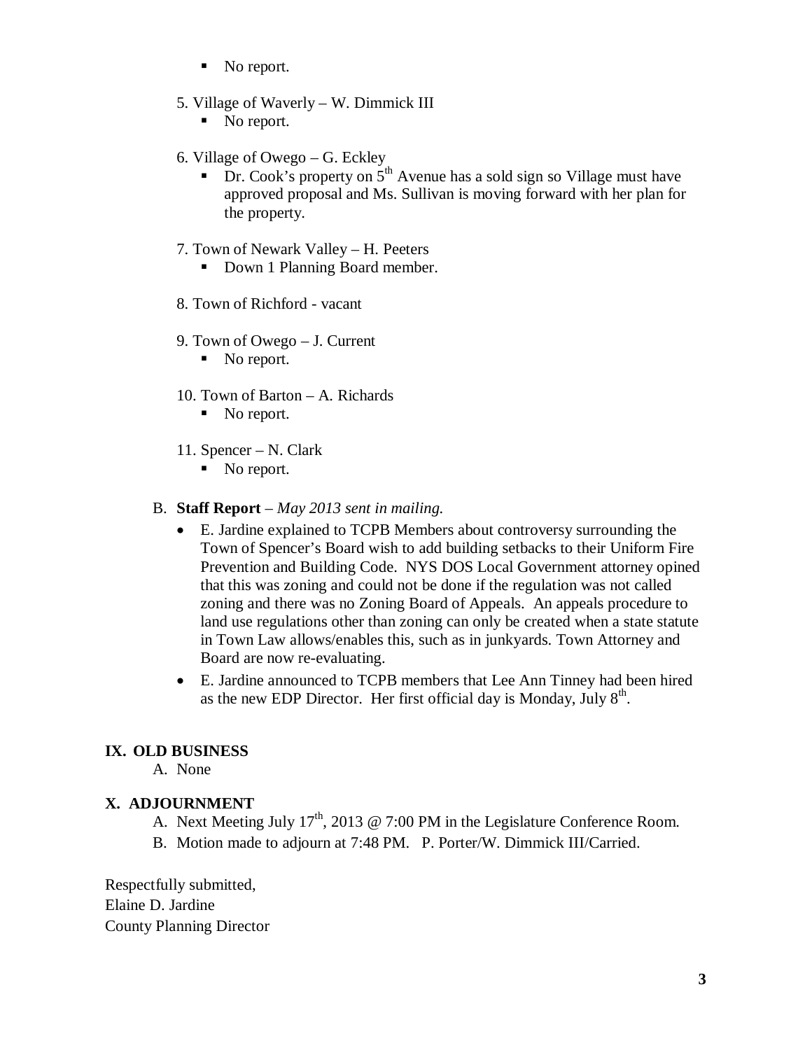- No report.

5. Village of Waverly – W. Dimmick III
   - No report.

6. Village of Owego – G. Eckley
   - Dr. Cook's property on 5th Avenue has a sold sign so Village must have approved proposal and Ms. Sullivan is moving forward with her plan for the property.

7. Town of Newark Valley – H. Peeters
   - Down 1 Planning Board member.

8. Town of Richford - vacant

9. Town of Owego – J. Current
   - No report.

10. Town of Barton – A. Richards
    - No report.

11. Spencer – N. Clark
    - No report.

B. **Staff Report** – *May 2013 sent in mailing.*

- E. Jardine explained to TCPB Members about controversy surrounding the Town of Spencer's Board wish to add building setbacks to their Uniform Fire Prevention and Building Code. NYS DOS Local Government attorney opined that this was zoning and could not be done if the regulation was not called zoning and there was no Zoning Board of Appeals. An appeals procedure to land use regulations other than zoning can only be created when a state statute in Town Law allows/enables this, such as in junkyards. Town Attorney and Board are now re-evaluating.
- E. Jardine announced to TCPB members that Lee Ann Tinney had been hired as the new EDP Director. Her first official day is Monday, July 8th.

**IX. OLD BUSINESS**

A. None

**X. ADJOURNMENT**

A. Next Meeting July 17th, 2013 @ 7:00 PM in the Legislature Conference Room.

B. Motion made to adjourn at 7:48 PM. P. Porter/W. Dimmick III/Carried.

Respectfully submitted,
Elaine D. Jardine
County Planning Director